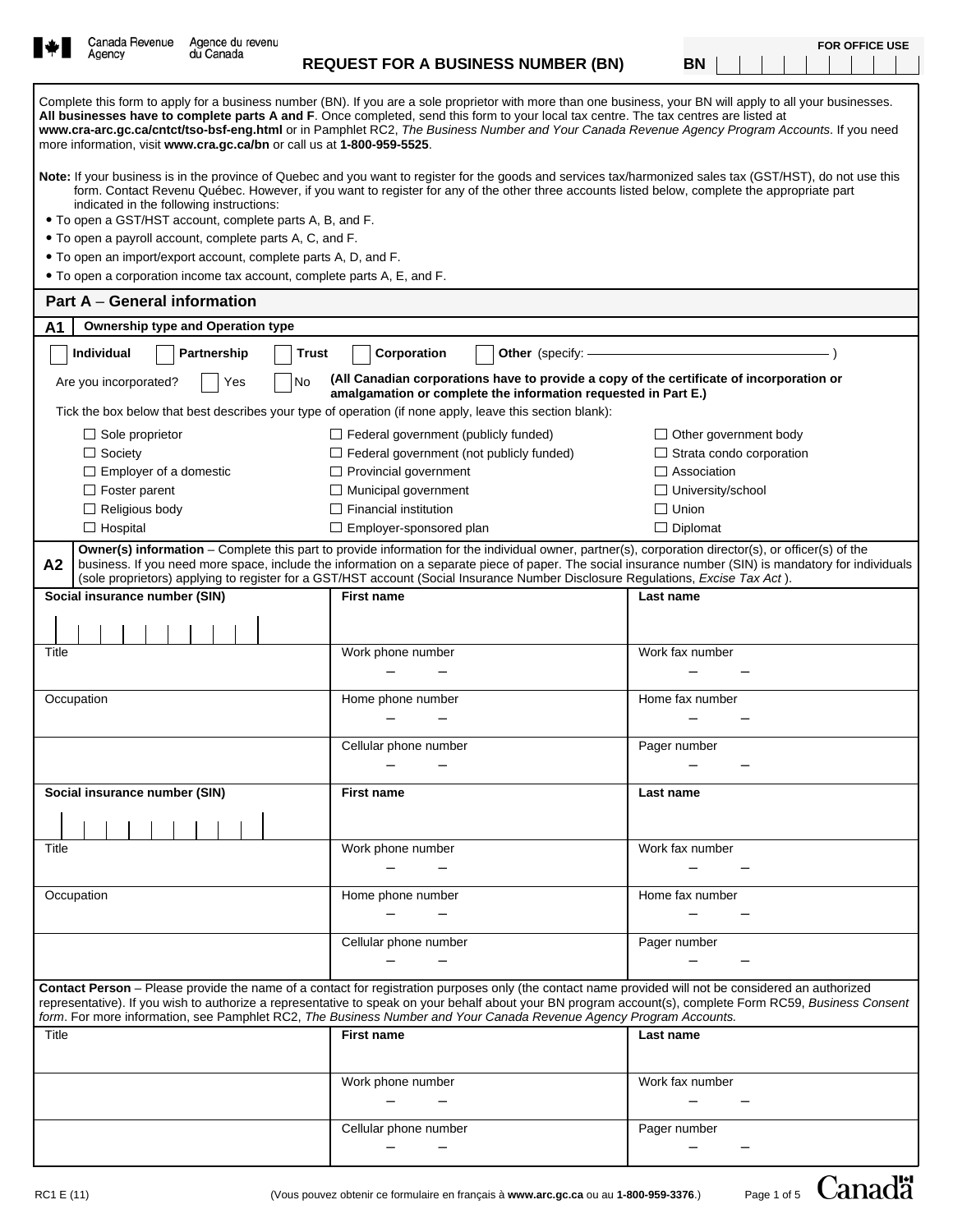Canada Revenue Agency / Agence du revenu du Canada

# REQUEST FOR A BUSINESS NUMBER (BN)

FOR OFFICE USE

BN

Complete this form to apply for a business number (BN). If you are a sole proprietor with more than one business, your BN will apply to all your businesses. **All businesses have to complete parts A and F**. Once completed, send this form to your local tax centre. The tax centres are listed at **www.cra-arc.gc.ca/cntct/tso-bsf-eng.html** or in Pamphlet RC2, *The Business Number and Your Canada Revenue Agency Program Accounts*. If you need more information, visit **www.cra.gc.ca/bn** or call us at **1-800-959-5525**.

**Note:** If your business is in the province of Quebec and you want to register for the goods and services tax/harmonized sales tax (GST/HST), do not use this form. Contact Revenu Québec. However, if you want to register for any of the other three accounts listed below, complete the appropriate part indicated in the following instructions:

- To open a GST/HST account, complete parts A, B, and F.
- To open a payroll account, complete parts A, C, and F.
- To open an import/export account, complete parts A, D, and F.
- To open a corporation income tax account, complete parts A, E, and F.

## Part A – General information

### A1 Ownership type and Operation type

☐ **Individual** ☐ **Partnership** ☐ **Trust** ☐ **Corporation** ☐ **Other** (specify: \_\_\_\_\_\_\_\_\_\_\_\_\_\_\_\_ )

Are you incorporated? ☐ Yes ☐ No **(All Canadian corporations have to provide a copy of the certificate of incorporation or amalgamation or complete the information requested in Part E.)**

Tick the box below that best describes your type of operation (if none apply, leave this section blank):

| | | |
|---|---|---|
| ☐ Sole proprietor | ☐ Federal government (publicly funded) | ☐ Other government body |
| ☐ Society | ☐ Federal government (not publicly funded) | ☐ Strata condo corporation |
| ☐ Employer of a domestic | ☐ Provincial government | ☐ Association |
| ☐ Foster parent | ☐ Municipal government | ☐ University/school |
| ☐ Religious body | ☐ Financial institution | ☐ Union |
| ☐ Hospital | ☐ Employer-sponsored plan | ☐ Diplomat |

### A2 Owner(s) information

**Owner(s) information** – Complete this part to provide information for the individual owner, partner(s), corporation director(s), or officer(s) of the business. If you need more space, include the information on a separate piece of paper. The social insurance number (SIN) is mandatory for individuals (sole proprietors) applying to register for a GST/HST account (Social Insurance Number Disclosure Regulations, *Excise Tax Act* ).

| **Social insurance number (SIN)** | **First name** | **Last name** |
|---|---|---|
| Title | Work phone number – – | Work fax number – – |
| Occupation | Home phone number – – | Home fax number – – |
| | Cellular phone number – – | Pager number – – |
| **Social insurance number (SIN)** | **First name** | **Last name** |
| Title | Work phone number – – | Work fax number – – |
| Occupation | Home phone number – – | Home fax number – – |
| | Cellular phone number – – | Pager number – – |

**Contact Person** – Please provide the name of a contact for registration purposes only (the contact name provided will not be considered an authorized representative). If you wish to authorize a representative to speak on your behalf about your BN program account(s), complete Form RC59, *Business Consent form*. For more information, see Pamphlet RC2, *The Business Number and Your Canada Revenue Agency Program Accounts.*

| Title | **First name** | **Last name** |
|---|---|---|
| | Work phone number – – | Work fax number – – |
| | Cellular phone number – – | Pager number – – |

RC1 E (11) (Vous pouvez obtenir ce formulaire en français à **www.arc.gc.ca** ou au **1-800-959-3376**.)

Canada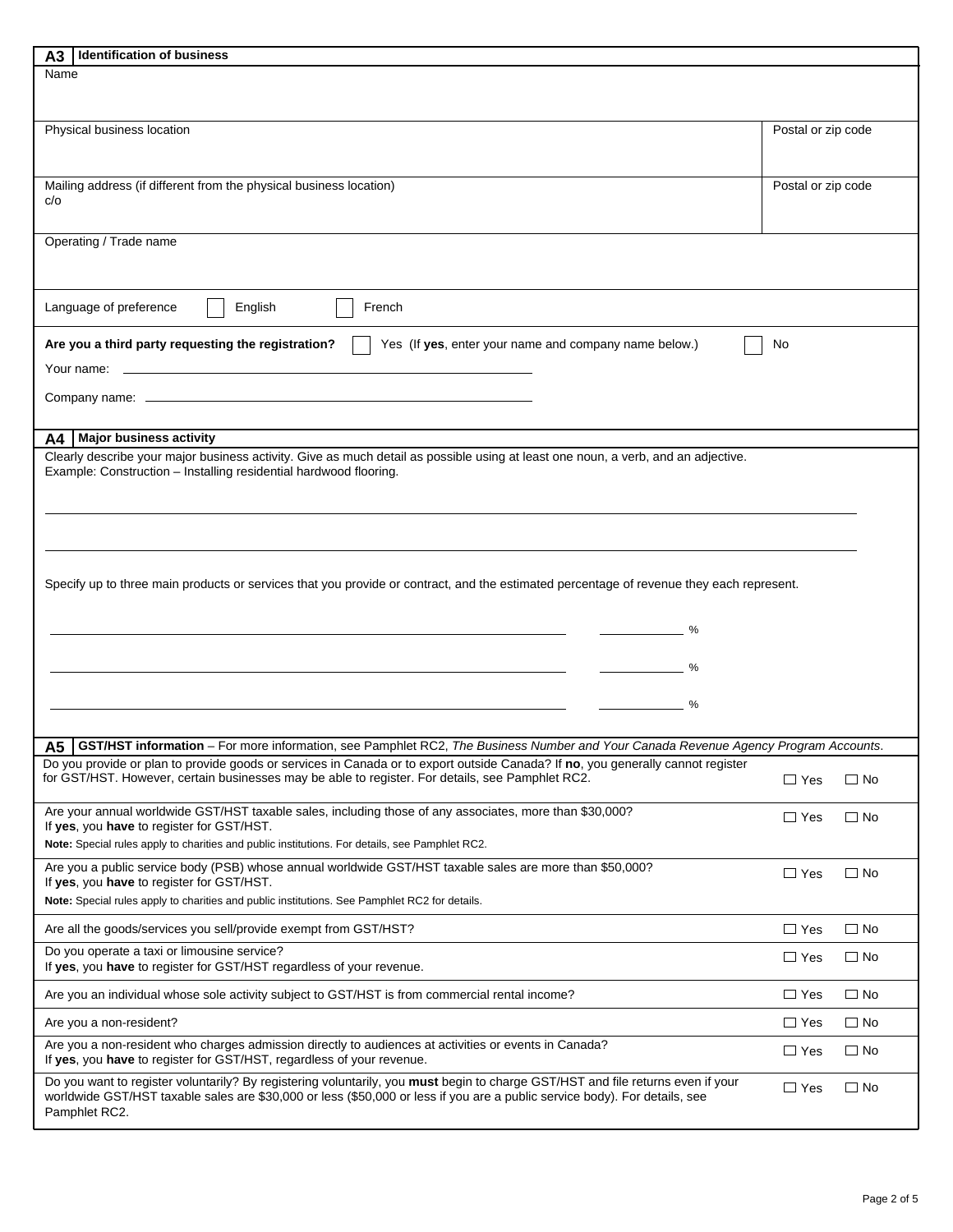## A3 Identification of business

Name

Physical business location

Postal or zip code

Mailing address (if different from the physical business location)
c/o

Postal or zip code

Operating / Trade name

Language of preference ☐ English ☐ French

**Are you a third party requesting the registration?** ☐ Yes (If **yes**, enter your name and company name below.) ☐ No

Your name: ______________________________

Company name: ______________________________

## A4 Major business activity

Clearly describe your major business activity. Give as much detail as possible using at least one noun, a verb, and an adjective.
Example: Construction – Installing residential hardwood flooring.

______________________________

______________________________

Specify up to three main products or services that you provide or contract, and the estimated percentage of revenue they each represent.

______________________________ ________ %

______________________________ ________ %

______________________________ ________ %

## A5 GST/HST information – For more information, see Pamphlet RC2, *The Business Number and Your Canada Revenue Agency Program Accounts*.

| | | |
|---|---|---|
| Do you provide or plan to provide goods or services in Canada or to export outside Canada? If **no**, you generally cannot register for GST/HST. However, certain businesses may be able to register. For details, see Pamphlet RC2. | ☐ Yes | ☐ No |
| Are your annual worldwide GST/HST taxable sales, including those of any associates, more than $30,000? If **yes**, you **have** to register for GST/HST.<br>**Note:** Special rules apply to charities and public institutions. For details, see Pamphlet RC2. | ☐ Yes | ☐ No |
| Are you a public service body (PSB) whose annual worldwide GST/HST taxable sales are more than $50,000? If **yes**, you **have** to register for GST/HST.<br>**Note:** Special rules apply to charities and public institutions. See Pamphlet RC2 for details. | ☐ Yes | ☐ No |
| Are all the goods/services you sell/provide exempt from GST/HST? | ☐ Yes | ☐ No |
| Do you operate a taxi or limousine service? If **yes**, you **have** to register for GST/HST regardless of your revenue. | ☐ Yes | ☐ No |
| Are you an individual whose sole activity subject to GST/HST is from commercial rental income? | ☐ Yes | ☐ No |
| Are you a non-resident? | ☐ Yes | ☐ No |
| Are you a non-resident who charges admission directly to audiences at activities or events in Canada? If **yes**, you **have** to register for GST/HST, regardless of your revenue. | ☐ Yes | ☐ No |
| Do you want to register voluntarily? By registering voluntarily, you **must** begin to charge GST/HST and file returns even if your worldwide GST/HST taxable sales are $30,000 or less ($50,000 or less if you are a public service body). For details, see Pamphlet RC2. | ☐ Yes | ☐ No |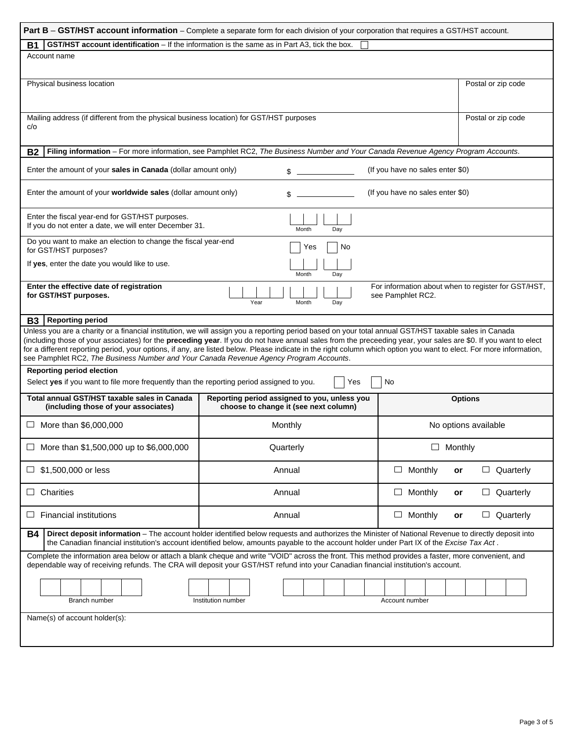## Part B – GST/HST account information – Complete a separate form for each division of your corporation that requires a GST/HST account.

### B1 GST/HST account identification – If the information is the same as in Part A3, tick the box. ☐

Account name

| Physical business location | Postal or zip code |
|---|---|
| | |

| Mailing address (if different from the physical business location) for GST/HST purposes c/o | Postal or zip code |
|---|---|
| | |

### B2 Filing information – For more information, see Pamphlet RC2, *The Business Number and Your Canada Revenue Agency Program Accounts*.

Enter the amount of your **sales in Canada** (dollar amount only) $ ____________ (If you have no sales enter $0)

Enter the amount of your **worldwide sales** (dollar amount only) $ ____________ (If you have no sales enter $0)

Enter the fiscal year-end for GST/HST purposes.
If you do not enter a date, we will enter December 31. Month | Day

Do you want to make an election to change the fiscal year-end for GST/HST purposes? ☐ Yes ☐ No

If **yes**, enter the date you would like to use. Month | Day

**Enter the effective date of registration for GST/HST purposes.** Year | Month | Day

For information about when to register for GST/HST, see Pamphlet RC2.

### B3 Reporting period

Unless you are a charity or a financial institution, we will assign you a reporting period based on your total annual GST/HST taxable sales in Canada (including those of your associates) for the **preceding year**. If you do not have annual sales from the preceeding year, your sales are $0. If you want to elect for a different reporting period, your options, if any, are listed below. Please indicate in the right column which option you want to elect. For more information, see Pamphlet RC2, *The Business Number and Your Canada Revenue Agency Program Accounts*.

**Reporting period election**

Select **yes** if you want to file more frequently than the reporting period assigned to you. ☐ Yes ☐ No

| Total annual GST/HST taxable sales in Canada (including those of your associates) | Reporting period assigned to you, unless you choose to change it (see next column) | Options |
|---|---|---|
| ☐ More than $6,000,000 | Monthly | No options available |
| ☐ More than $1,500,000 up to $6,000,000 | Quarterly | ☐ Monthly |
| ☐ $1,500,000 or less | Annual | ☐ Monthly **or** ☐ Quarterly |
| ☐ Charities | Annual | ☐ Monthly **or** ☐ Quarterly |
| ☐ Financial institutions | Annual | ☐ Monthly **or** ☐ Quarterly |

### B4 Direct deposit information – The account holder identified below requests and authorizes the Minister of National Revenue to directly deposit into the Canadian financial institution's account identified below, amounts payable to the account holder under Part IX of the *Excise Tax Act* .

Complete the information area below or attach a blank cheque and write "VOID" across the front. This method provides a faster, more convenient, and dependable way of receiving refunds. The CRA will deposit your GST/HST refund into your Canadian financial institution's account.

| Branch number | Institution number | Account number |
|---|---|---|
| | | |

Name(s) of account holder(s):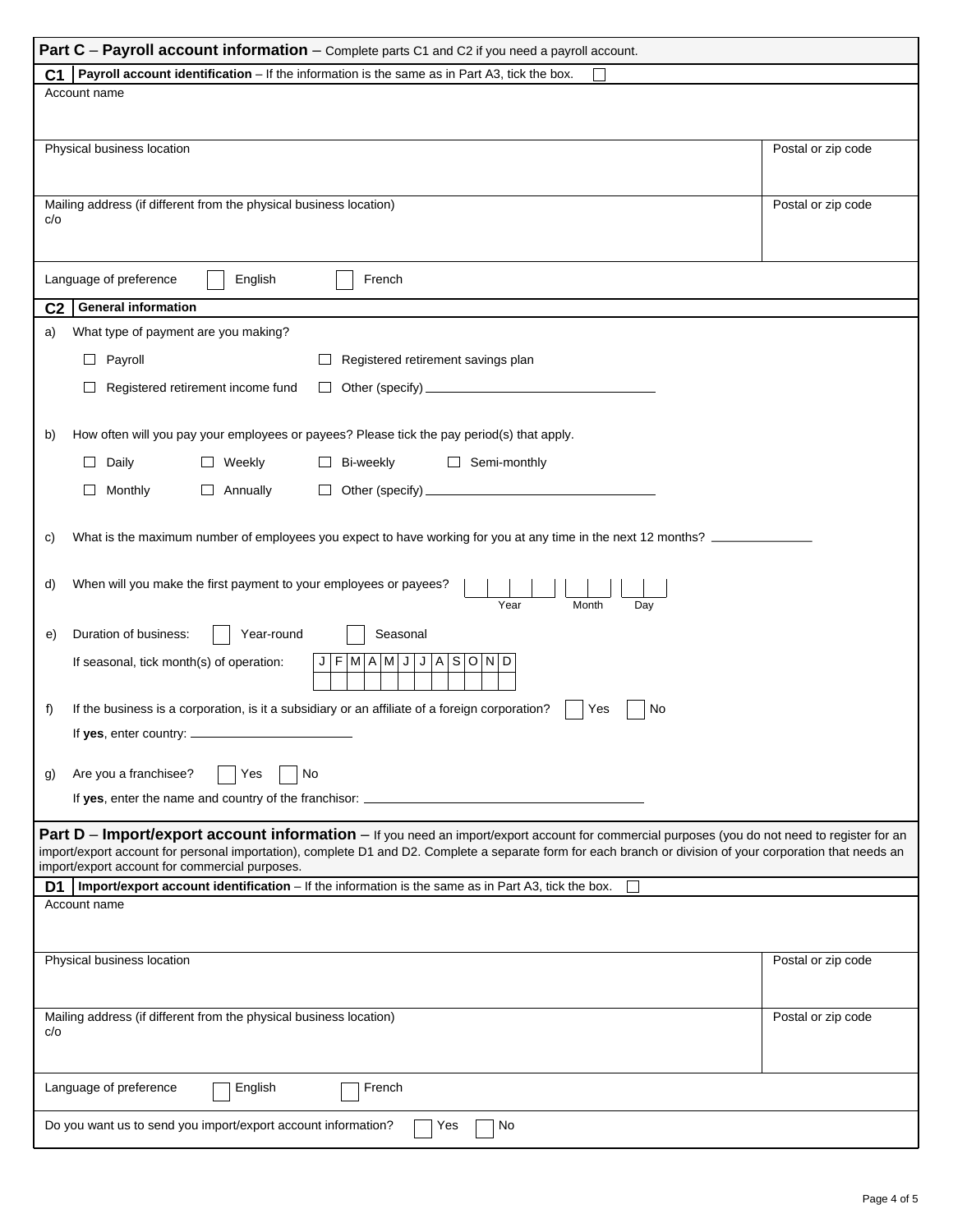## Part C – Payroll account information – Complete parts C1 and C2 if you need a payroll account.

### C1 Payroll account identification – If the information is the same as in Part A3, tick the box. ☐

| Account name | |
|---|---|
| | |
| Physical business location | Postal or zip code |
| | |
| Mailing address (if different from the physical business location) c/o | Postal or zip code |
| | |

Language of preference ☐ English ☐ French

### C2 General information

a) What type of payment are you making?

☐ Payroll ☐ Registered retirement savings plan

☐ Registered retirement income fund ☐ Other (specify) ______________________

b) How often will you pay your employees or payees? Please tick the pay period(s) that apply.

☐ Daily ☐ Weekly ☐ Bi-weekly ☐ Semi-monthly

☐ Monthly ☐ Annually ☐ Other (specify) ______________________

c) What is the maximum number of employees you expect to have working for you at any time in the next 12 months? ____________

d) When will you make the first payment to your employees or payees? Year | | | | | Month | | | Day | | |

e) Duration of business: ☐ Year-round ☐ Seasonal

If seasonal, tick month(s) of operation:

| J | F | M | A | M | J | J | A | S | O | N | D |
|---|---|---|---|---|---|---|---|---|---|---|---|
| | | | | | | | | | | | |

f) If the business is a corporation, is it a subsidiary or an affiliate of a foreign corporation? ☐ Yes ☐ No

If **yes**, enter country: ______________________

g) Are you a franchisee? ☐ Yes ☐ No

If **yes**, enter the name and country of the franchisor: ______________________

## Part D – Import/export account information – If you need an import/export account for commercial purposes (you do not need to register for an import/export account for personal importation), complete D1 and D2. Complete a separate form for each branch or division of your corporation that needs an import/export account for commercial purposes.

### D1 Import/export account identification – If the information is the same as in Part A3, tick the box. ☐

| Account name | |
|---|---|
| | |
| Physical business location | Postal or zip code |
| | |
| Mailing address (if different from the physical business location) c/o | Postal or zip code |
| | |

Language of preference ☐ English ☐ French

Do you want us to send you import/export account information? ☐ Yes ☐ No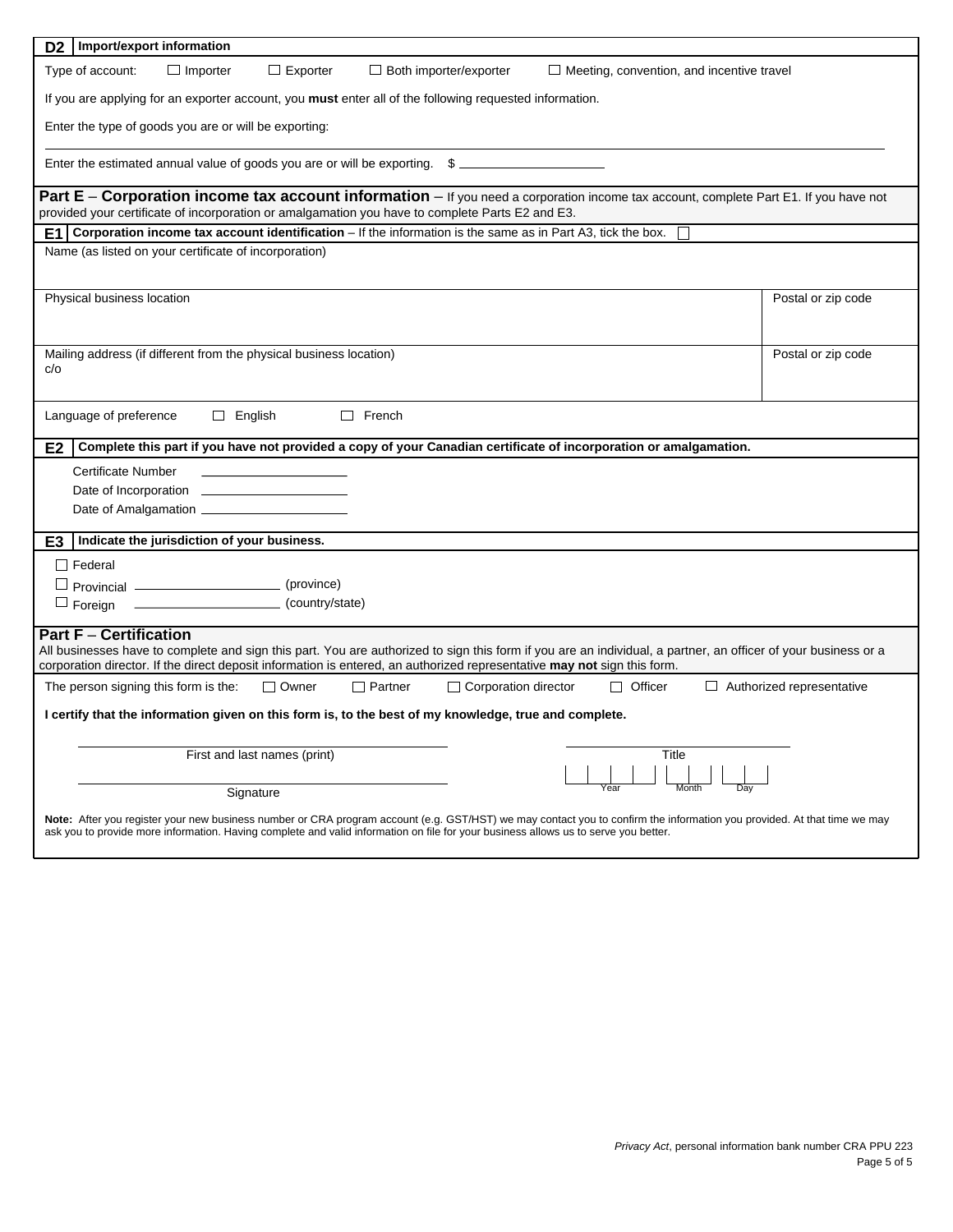**D2 Import/export information**

Type of account: ☐ Importer ☐ Exporter ☐ Both importer/exporter ☐ Meeting, convention, and incentive travel

If you are applying for an exporter account, you **must** enter all of the following requested information.

Enter the type of goods you are or will be exporting:

______________________________________________________________________________

Enter the estimated annual value of goods you are or will be exporting. $ ____________________

## Part E – Corporation income tax account information

If you need a corporation income tax account, complete Part E1. If you have not provided your certificate of incorporation or amalgamation you have to complete Parts E2 and E3.

**E1 Corporation income tax account identification** – If the information is the same as in Part A3, tick the box. ☐

Name (as listed on your certificate of incorporation)

| Physical business location | Postal or zip code |
|---|---|
| | |

| Mailing address (if different from the physical business location) c/o | Postal or zip code |
|---|---|
| | |

Language of preference ☐ English ☐ French

**E2 Complete this part if you have not provided a copy of your Canadian certificate of incorporation or amalgamation.**

Certificate Number ____________________

Date of Incorporation ____________________

Date of Amalgamation ____________________

**E3 Indicate the jurisdiction of your business.**

☐ Federal

☐ Provincial ____________________ (province)

☐ Foreign ____________________ (country/state)

## Part F – Certification

All businesses have to complete and sign this part. You are authorized to sign this form if you are an individual, a partner, an officer of your business or a corporation director. If the direct deposit information is entered, an authorized representative **may not** sign this form.

The person signing this form is the: ☐ Owner ☐ Partner ☐ Corporation director ☐ Officer ☐ Authorized representative

**I certify that the information given on this form is, to the best of my knowledge, true and complete.**

____________________ First and last names (print)

____________________ Title

____________________ Signature

Year | Month | Day

**Note:** After you register your new business number or CRA program account (e.g. GST/HST) we may contact you to confirm the information you provided. At that time we may ask you to provide more information. Having complete and valid information on file for your business allows us to serve you better.

*Privacy Act*, personal information bank number CRA PPU 223